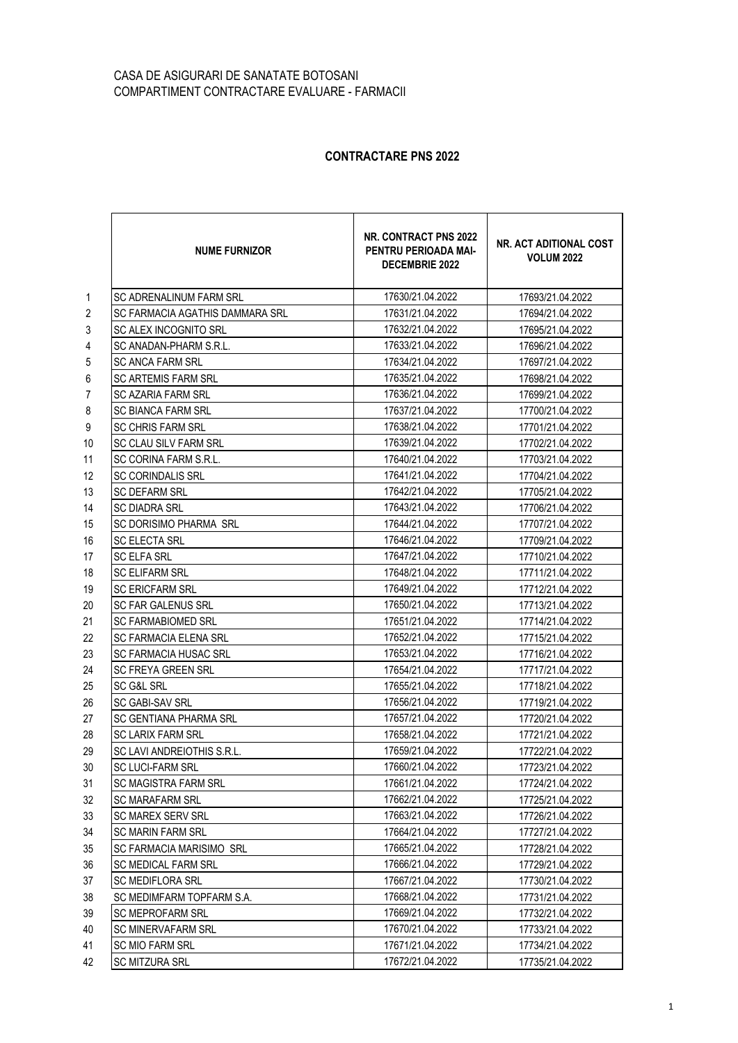CASA DE ASIGURARI DE SANATATE BOTOSANI
COMPARTIMENT CONTRACTARE EVALUARE - FARMACII

## CONTRACTARE PNS 2022

| | NUME FURNIZOR | NR. CONTRACT PNS 2022 PENTRU PERIOADA MAI-DECEMBRIE 2022 | NR. ACT ADITIONAL COST VOLUM 2022 |
|---|---|---|---|
| 1 | SC ADRENALINUM FARM SRL | 17630/21.04.2022 | 17693/21.04.2022 |
| 2 | SC FARMACIA AGATHIS DAMMARA SRL | 17631/21.04.2022 | 17694/21.04.2022 |
| 3 | SC ALEX INCOGNITO SRL | 17632/21.04.2022 | 17695/21.04.2022 |
| 4 | SC ANADAN-PHARM S.R.L. | 17633/21.04.2022 | 17696/21.04.2022 |
| 5 | SC ANCA FARM SRL | 17634/21.04.2022 | 17697/21.04.2022 |
| 6 | SC ARTEMIS FARM SRL | 17635/21.04.2022 | 17698/21.04.2022 |
| 7 | SC AZARIA FARM SRL | 17636/21.04.2022 | 17699/21.04.2022 |
| 8 | SC BIANCA FARM SRL | 17637/21.04.2022 | 17700/21.04.2022 |
| 9 | SC CHRIS FARM SRL | 17638/21.04.2022 | 17701/21.04.2022 |
| 10 | SC CLAU SILV FARM SRL | 17639/21.04.2022 | 17702/21.04.2022 |
| 11 | SC CORINA FARM S.R.L. | 17640/21.04.2022 | 17703/21.04.2022 |
| 12 | SC CORINDALIS SRL | 17641/21.04.2022 | 17704/21.04.2022 |
| 13 | SC DEFARM SRL | 17642/21.04.2022 | 17705/21.04.2022 |
| 14 | SC DIADRA SRL | 17643/21.04.2022 | 17706/21.04.2022 |
| 15 | SC DORISIMO PHARMA SRL | 17644/21.04.2022 | 17707/21.04.2022 |
| 16 | SC ELECTA SRL | 17646/21.04.2022 | 17709/21.04.2022 |
| 17 | SC ELFA SRL | 17647/21.04.2022 | 17710/21.04.2022 |
| 18 | SC ELIFARM SRL | 17648/21.04.2022 | 17711/21.04.2022 |
| 19 | SC ERICFARM SRL | 17649/21.04.2022 | 17712/21.04.2022 |
| 20 | SC FAR GALENUS SRL | 17650/21.04.2022 | 17713/21.04.2022 |
| 21 | SC FARMABIOMED SRL | 17651/21.04.2022 | 17714/21.04.2022 |
| 22 | SC FARMACIA ELENA SRL | 17652/21.04.2022 | 17715/21.04.2022 |
| 23 | SC FARMACIA HUSAC SRL | 17653/21.04.2022 | 17716/21.04.2022 |
| 24 | SC FREYA GREEN SRL | 17654/21.04.2022 | 17717/21.04.2022 |
| 25 | SC G&L SRL | 17655/21.04.2022 | 17718/21.04.2022 |
| 26 | SC GABI-SAV SRL | 17656/21.04.2022 | 17719/21.04.2022 |
| 27 | SC GENTIANA PHARMA SRL | 17657/21.04.2022 | 17720/21.04.2022 |
| 28 | SC LARIX FARM SRL | 17658/21.04.2022 | 17721/21.04.2022 |
| 29 | SC LAVI ANDREIOTHIS S.R.L. | 17659/21.04.2022 | 17722/21.04.2022 |
| 30 | SC LUCI-FARM SRL | 17660/21.04.2022 | 17723/21.04.2022 |
| 31 | SC MAGISTRA FARM SRL | 17661/21.04.2022 | 17724/21.04.2022 |
| 32 | SC MARAFARM SRL | 17662/21.04.2022 | 17725/21.04.2022 |
| 33 | SC MAREX SERV SRL | 17663/21.04.2022 | 17726/21.04.2022 |
| 34 | SC MARIN FARM SRL | 17664/21.04.2022 | 17727/21.04.2022 |
| 35 | SC FARMACIA MARISIMO SRL | 17665/21.04.2022 | 17728/21.04.2022 |
| 36 | SC MEDICAL FARM SRL | 17666/21.04.2022 | 17729/21.04.2022 |
| 37 | SC MEDIFLORA SRL | 17667/21.04.2022 | 17730/21.04.2022 |
| 38 | SC MEDIMFARM TOPFARM S.A. | 17668/21.04.2022 | 17731/21.04.2022 |
| 39 | SC MEPROFARM SRL | 17669/21.04.2022 | 17732/21.04.2022 |
| 40 | SC MINERVAFARM SRL | 17670/21.04.2022 | 17733/21.04.2022 |
| 41 | SC MIO FARM SRL | 17671/21.04.2022 | 17734/21.04.2022 |
| 42 | SC MITZURA SRL | 17672/21.04.2022 | 17735/21.04.2022 |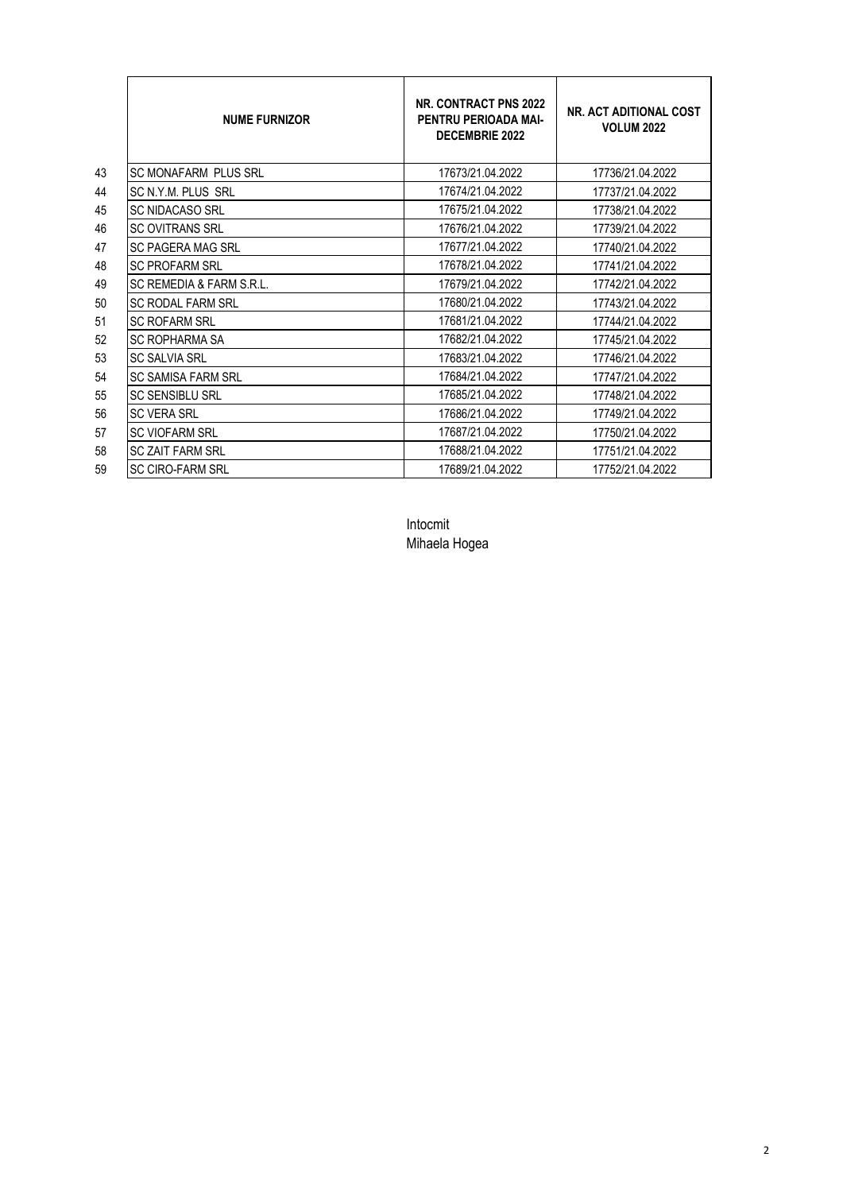| | NUME FURNIZOR | NR. CONTRACT PNS 2022 PENTRU PERIOADA MAI-DECEMBRIE 2022 | NR. ACT ADITIONAL COST VOLUM 2022 |
|---|---|---|---|
| 43 | SC MONAFARM PLUS SRL | 17673/21.04.2022 | 17736/21.04.2022 |
| 44 | SC N.Y.M. PLUS SRL | 17674/21.04.2022 | 17737/21.04.2022 |
| 45 | SC NIDACASO SRL | 17675/21.04.2022 | 17738/21.04.2022 |
| 46 | SC OVITRANS SRL | 17676/21.04.2022 | 17739/21.04.2022 |
| 47 | SC PAGERA MAG SRL | 17677/21.04.2022 | 17740/21.04.2022 |
| 48 | SC PROFARM SRL | 17678/21.04.2022 | 17741/21.04.2022 |
| 49 | SC REMEDIA & FARM S.R.L. | 17679/21.04.2022 | 17742/21.04.2022 |
| 50 | SC RODAL FARM SRL | 17680/21.04.2022 | 17743/21.04.2022 |
| 51 | SC ROFARM SRL | 17681/21.04.2022 | 17744/21.04.2022 |
| 52 | SC ROPHARMA SA | 17682/21.04.2022 | 17745/21.04.2022 |
| 53 | SC SALVIA SRL | 17683/21.04.2022 | 17746/21.04.2022 |
| 54 | SC SAMISA FARM SRL | 17684/21.04.2022 | 17747/21.04.2022 |
| 55 | SC SENSIBLU SRL | 17685/21.04.2022 | 17748/21.04.2022 |
| 56 | SC VERA SRL | 17686/21.04.2022 | 17749/21.04.2022 |
| 57 | SC VIOFARM SRL | 17687/21.04.2022 | 17750/21.04.2022 |
| 58 | SC ZAIT FARM SRL | 17688/21.04.2022 | 17751/21.04.2022 |
| 59 | SC CIRO-FARM SRL | 17689/21.04.2022 | 17752/21.04.2022 |

Intocmit
Mihaela Hogea